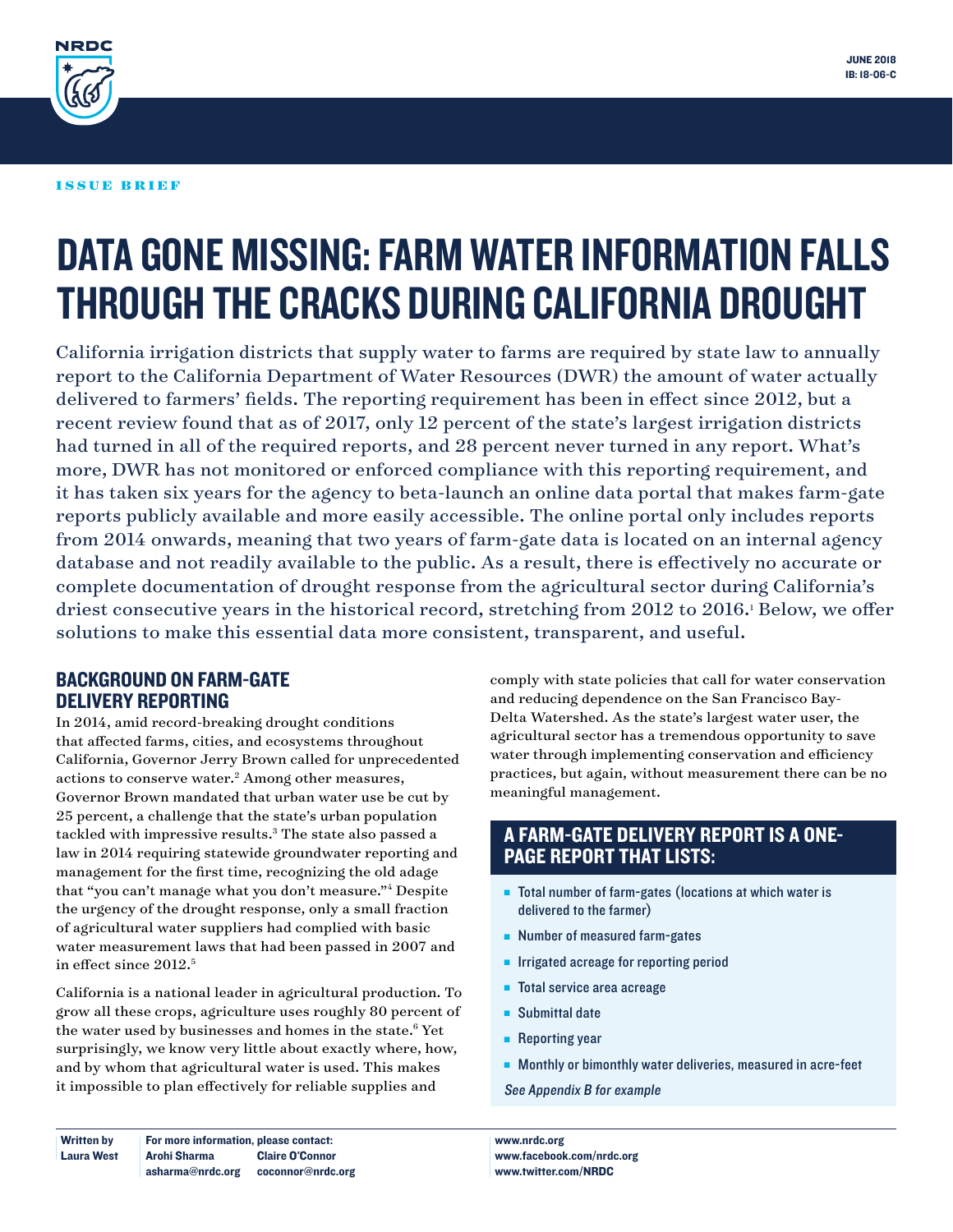JUNE 2018
IB: 18-06-C

ISSUE BRIEF

# DATA GONE MISSING: FARM WATER INFORMATION FALLS THROUGH THE CRACKS DURING CALIFORNIA DROUGHT

California irrigation districts that supply water to farms are required by state law to annually report to the California Department of Water Resources (DWR) the amount of water actually delivered to farmers' fields. The reporting requirement has been in effect since 2012, but a recent review found that as of 2017, only 12 percent of the state's largest irrigation districts had turned in all of the required reports, and 28 percent never turned in any report. What's more, DWR has not monitored or enforced compliance with this reporting requirement, and it has taken six years for the agency to beta-launch an online data portal that makes farm-gate reports publicly available and more easily accessible. The online portal only includes reports from 2014 onwards, meaning that two years of farm-gate data is located on an internal agency database and not readily available to the public. As a result, there is effectively no accurate or complete documentation of drought response from the agricultural sector during California's driest consecutive years in the historical record, stretching from 2012 to 2016.[1] Below, we offer solutions to make this essential data more consistent, transparent, and useful.

## BACKGROUND ON FARM-GATE DELIVERY REPORTING

In 2014, amid record-breaking drought conditions that affected farms, cities, and ecosystems throughout California, Governor Jerry Brown called for unprecedented actions to conserve water.[2] Among other measures, Governor Brown mandated that urban water use be cut by 25 percent, a challenge that the state's urban population tackled with impressive results.[3] The state also passed a law in 2014 requiring statewide groundwater reporting and management for the first time, recognizing the old adage that "you can't manage what you don't measure."[4] Despite the urgency of the drought response, only a small fraction of agricultural water suppliers had complied with basic water measurement laws that had been passed in 2007 and in effect since 2012.[5]

California is a national leader in agricultural production. To grow all these crops, agriculture uses roughly 80 percent of the water used by businesses and homes in the state.[6] Yet surprisingly, we know very little about exactly where, how, and by whom that agricultural water is used. This makes it impossible to plan effectively for reliable supplies and comply with state policies that call for water conservation and reducing dependence on the San Francisco Bay-Delta Watershed. As the state's largest water user, the agricultural sector has a tremendous opportunity to save water through implementing conservation and efficiency practices, but again, without measurement there can be no meaningful management.

## A FARM-GATE DELIVERY REPORT IS A ONE-PAGE REPORT THAT LISTS:

- Total number of farm-gates (locations at which water is delivered to the farmer)
- Number of measured farm-gates
- Irrigated acreage for reporting period
- Total service area acreage
- Submittal date
- Reporting year
- Monthly or bimonthly water deliveries, measured in acre-feet

*See Appendix B for example*

Written by
Laura West

For more information, please contact:
Arohi Sharma asharma@nrdc.org
Claire O'Connor coconnor@nrdc.org

www.nrdc.org
www.facebook.com/nrdc.org
www.twitter.com/NRDC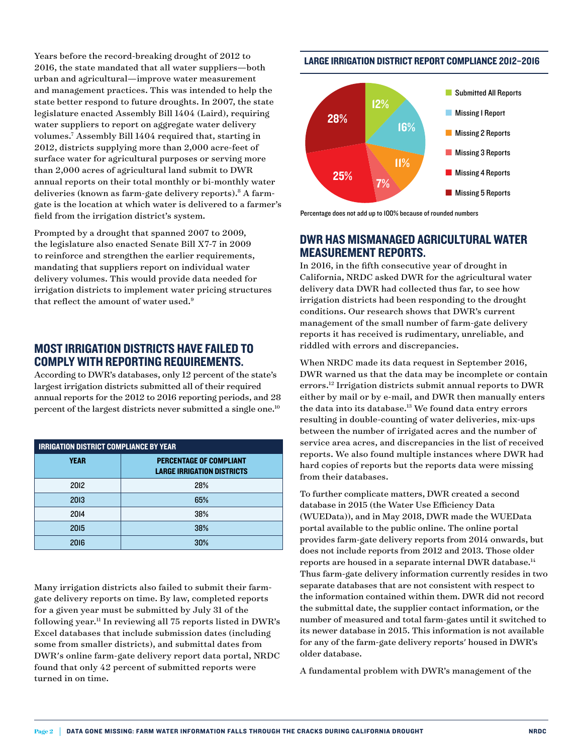Years before the record-breaking drought of 2012 to 2016, the state mandated that all water suppliers—both urban and agricultural—improve water measurement and management practices. This was intended to help the state better respond to future droughts. In 2007, the state legislature enacted Assembly Bill 1404 (Laird), requiring water suppliers to report on aggregate water delivery volumes.[7] Assembly Bill 1404 required that, starting in 2012, districts supplying more than 2,000 acre-feet of surface water for agricultural purposes or serving more than 2,000 acres of agricultural land submit to DWR annual reports on their total monthly or bi-monthly water deliveries (known as farm-gate delivery reports).[8] A farm-gate is the location at which water is delivered to a farmer's field from the irrigation district's system.

Prompted by a drought that spanned 2007 to 2009, the legislature also enacted Senate Bill X7-7 in 2009 to reinforce and strengthen the earlier requirements, mandating that suppliers report on individual water delivery volumes. This would provide data needed for irrigation districts to implement water pricing structures that reflect the amount of water used.[9]

## MOST IRRIGATION DISTRICTS HAVE FAILED TO COMPLY WITH REPORTING REQUIREMENTS.

According to DWR's databases, only 12 percent of the state's largest irrigation districts submitted all of their required annual reports for the 2012 to 2016 reporting periods, and 28 percent of the largest districts never submitted a single one.[10]

**IRRIGATION DISTRICT COMPLIANCE BY YEAR**

| YEAR | PERCENTAGE OF COMPLIANT LARGE IRRIGATION DISTRICTS |
|---|---|
| 2012 | 28% |
| 2013 | 65% |
| 2014 | 38% |
| 2015 | 38% |
| 2016 | 30% |

Many irrigation districts also failed to submit their farm-gate delivery reports on time. By law, completed reports for a given year must be submitted by July 31 of the following year.[11] In reviewing all 75 reports listed in DWR's Excel databases that include submission dates (including some from smaller districts), and submittal dates from DWR's online farm-gate delivery report data portal, NRDC found that only 42 percent of submitted reports were turned in on time.

**LARGE IRRIGATION DISTRICT REPORT COMPLIANCE 2012–2016**

- Submitted All Reports: 12%
- Missing 1 Report: 16%
- Missing 2 Reports: 11%
- Missing 3 Reports: 7%
- Missing 4 Reports: 25%
- Missing 5 Reports: 28%

Percentage does not add up to 100% because of rounded numbers

## DWR HAS MISMANAGED AGRICULTURAL WATER MEASUREMENT REPORTS.

In 2016, in the fifth consecutive year of drought in California, NRDC asked DWR for the agricultural water delivery data DWR had collected thus far, to see how irrigation districts had been responding to the drought conditions. Our research shows that DWR's current management of the small number of farm-gate delivery reports it has received is rudimentary, unreliable, and riddled with errors and discrepancies.

When NRDC made its data request in September 2016, DWR warned us that the data may be incomplete or contain errors.[12] Irrigation districts submit annual reports to DWR either by mail or by e-mail, and DWR then manually enters the data into its database.[13] We found data entry errors resulting in double-counting of water deliveries, mix-ups between the number of irrigated acres and the number of service area acres, and discrepancies in the list of received reports. We also found multiple instances where DWR had hard copies of reports but the reports data were missing from their databases.

To further complicate matters, DWR created a second database in 2015 (the Water Use Efficiency Data (WUEData)), and in May 2018, DWR made the WUEData portal available to the public online. The online portal provides farm-gate delivery reports from 2014 onwards, but does not include reports from 2012 and 2013. Those older reports are housed in a separate internal DWR database.[14] Thus farm-gate delivery information currently resides in two separate databases that are not consistent with respect to the information contained within them. DWR did not record the submittal date, the supplier contact information, or the number of measured and total farm-gates until it switched to its newer database in 2015. This information is not available for any of the farm-gate delivery reports' housed in DWR's older database.

A fundamental problem with DWR's management of the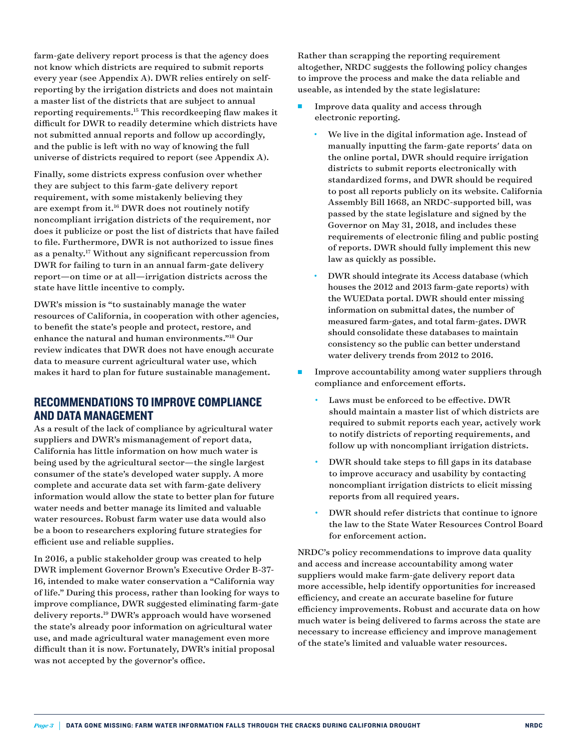farm-gate delivery report process is that the agency does not know which districts are required to submit reports every year (see Appendix A). DWR relies entirely on self-reporting by the irrigation districts and does not maintain a master list of the districts that are subject to annual reporting requirements.[15] This recordkeeping flaw makes it difficult for DWR to readily determine which districts have not submitted annual reports and follow up accordingly, and the public is left with no way of knowing the full universe of districts required to report (see Appendix A).

Finally, some districts express confusion over whether they are subject to this farm-gate delivery report requirement, with some mistakenly believing they are exempt from it.[16] DWR does not routinely notify noncompliant irrigation districts of the requirement, nor does it publicize or post the list of districts that have failed to file. Furthermore, DWR is not authorized to issue fines as a penalty.[17] Without any significant repercussion from DWR for failing to turn in an annual farm-gate delivery report—on time or at all—irrigation districts across the state have little incentive to comply.

DWR's mission is "to sustainably manage the water resources of California, in cooperation with other agencies, to benefit the state's people and protect, restore, and enhance the natural and human environments."[18] Our review indicates that DWR does not have enough accurate data to measure current agricultural water use, which makes it hard to plan for future sustainable management.

## RECOMMENDATIONS TO IMPROVE COMPLIANCE AND DATA MANAGEMENT

As a result of the lack of compliance by agricultural water suppliers and DWR's mismanagement of report data, California has little information on how much water is being used by the agricultural sector—the single largest consumer of the state's developed water supply. A more complete and accurate data set with farm-gate delivery information would allow the state to better plan for future water needs and better manage its limited and valuable water resources. Robust farm water use data would also be a boon to researchers exploring future strategies for efficient use and reliable supplies.

In 2016, a public stakeholder group was created to help DWR implement Governor Brown's Executive Order B-37-16, intended to make water conservation a "California way of life." During this process, rather than looking for ways to improve compliance, DWR suggested eliminating farm-gate delivery reports.[19] DWR's approach would have worsened the state's already poor information on agricultural water use, and made agricultural water management even more difficult than it is now. Fortunately, DWR's initial proposal was not accepted by the governor's office.

Rather than scrapping the reporting requirement altogether, NRDC suggests the following policy changes to improve the process and make the data reliable and useable, as intended by the state legislature:

- Improve data quality and access through electronic reporting.
  - We live in the digital information age. Instead of manually inputting the farm-gate reports' data on the online portal, DWR should require irrigation districts to submit reports electronically with standardized forms, and DWR should be required to post all reports publicly on its website. California Assembly Bill 1668, an NRDC-supported bill, was passed by the state legislature and signed by the Governor on May 31, 2018, and includes these requirements of electronic filing and public posting of reports. DWR should fully implement this new law as quickly as possible.
  - DWR should integrate its Access database (which houses the 2012 and 2013 farm-gate reports) with the WUEData portal. DWR should enter missing information on submittal dates, the number of measured farm-gates, and total farm-gates. DWR should consolidate these databases to maintain consistency so the public can better understand water delivery trends from 2012 to 2016.
- Improve accountability among water suppliers through compliance and enforcement efforts.
  - Laws must be enforced to be effective. DWR should maintain a master list of which districts are required to submit reports each year, actively work to notify districts of reporting requirements, and follow up with noncompliant irrigation districts.
  - DWR should take steps to fill gaps in its database to improve accuracy and usability by contacting noncompliant irrigation districts to elicit missing reports from all required years.
  - DWR should refer districts that continue to ignore the law to the State Water Resources Control Board for enforcement action.

NRDC's policy recommendations to improve data quality and access and increase accountability among water suppliers would make farm-gate delivery report data more accessible, help identify opportunities for increased efficiency, and create an accurate baseline for future efficiency improvements. Robust and accurate data on how much water is being delivered to farms across the state are necessary to increase efficiency and improve management of the state's limited and valuable water resources.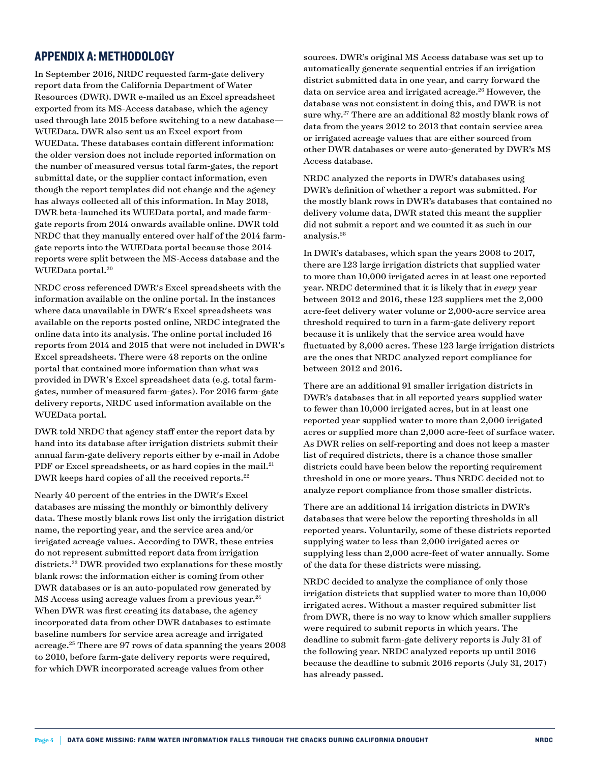## APPENDIX A: METHODOLOGY

In September 2016, NRDC requested farm-gate delivery report data from the California Department of Water Resources (DWR). DWR e-mailed us an Excel spreadsheet exported from its MS-Access database, which the agency used through late 2015 before switching to a new database—WUEData. DWR also sent us an Excel export from WUEData. These databases contain different information: the older version does not include reported information on the number of measured versus total farm-gates, the report submittal date, or the supplier contact information, even though the report templates did not change and the agency has always collected all of this information. In May 2018, DWR beta-launched its WUEData portal, and made farm-gate reports from 2014 onwards available online. DWR told NRDC that they manually entered over half of the 2014 farm-gate reports into the WUEData portal because those 2014 reports were split between the MS-Access database and the WUEData portal.[20]

NRDC cross referenced DWR's Excel spreadsheets with the information available on the online portal. In the instances where data unavailable in DWR's Excel spreadsheets was available on the reports posted online, NRDC integrated the online data into its analysis. The online portal included 16 reports from 2014 and 2015 that were not included in DWR's Excel spreadsheets. There were 48 reports on the online portal that contained more information than what was provided in DWR's Excel spreadsheet data (e.g. total farm-gates, number of measured farm-gates). For 2016 farm-gate delivery reports, NRDC used information available on the WUEData portal.

DWR told NRDC that agency staff enter the report data by hand into its database after irrigation districts submit their annual farm-gate delivery reports either by e-mail in Adobe PDF or Excel spreadsheets, or as hard copies in the mail.[21] DWR keeps hard copies of all the received reports.[22]

Nearly 40 percent of the entries in the DWR's Excel databases are missing the monthly or bimonthly delivery data. These mostly blank rows list only the irrigation district name, the reporting year, and the service area and/or irrigated acreage values. According to DWR, these entries do not represent submitted report data from irrigation districts.[23] DWR provided two explanations for these mostly blank rows: the information either is coming from other DWR databases or is an auto-populated row generated by MS Access using acreage values from a previous year.[24] When DWR was first creating its database, the agency incorporated data from other DWR databases to estimate baseline numbers for service area acreage and irrigated acreage.[25] There are 97 rows of data spanning the years 2008 to 2010, before farm-gate delivery reports were required, for which DWR incorporated acreage values from other sources. DWR's original MS Access database was set up to automatically generate sequential entries if an irrigation district submitted data in one year, and carry forward the data on service area and irrigated acreage.[26] However, the database was not consistent in doing this, and DWR is not sure why.[27] There are an additional 82 mostly blank rows of data from the years 2012 to 2013 that contain service area or irrigated acreage values that are either sourced from other DWR databases or were auto-generated by DWR's MS Access database.

NRDC analyzed the reports in DWR's databases using DWR's definition of whether a report was submitted. For the mostly blank rows in DWR's databases that contained no delivery volume data, DWR stated this meant the supplier did not submit a report and we counted it as such in our analysis.[28]

In DWR's databases, which span the years 2008 to 2017, there are 123 large irrigation districts that supplied water to more than 10,000 irrigated acres in at least one reported year. NRDC determined that it is likely that in *every* year between 2012 and 2016, these 123 suppliers met the 2,000 acre-feet delivery water volume or 2,000-acre service area threshold required to turn in a farm-gate delivery report because it is unlikely that the service area would have fluctuated by 8,000 acres. These 123 large irrigation districts are the ones that NRDC analyzed report compliance for between 2012 and 2016.

There are an additional 91 smaller irrigation districts in DWR's databases that in all reported years supplied water to fewer than 10,000 irrigated acres, but in at least one reported year supplied water to more than 2,000 irrigated acres or supplied more than 2,000 acre-feet of surface water. As DWR relies on self-reporting and does not keep a master list of required districts, there is a chance those smaller districts could have been below the reporting requirement threshold in one or more years. Thus NRDC decided not to analyze report compliance from those smaller districts.

There are an additional 14 irrigation districts in DWR's databases that were below the reporting thresholds in all reported years. Voluntarily, some of these districts reported supplying water to less than 2,000 irrigated acres or supplying less than 2,000 acre-feet of water annually. Some of the data for these districts were missing.

NRDC decided to analyze the compliance of only those irrigation districts that supplied water to more than 10,000 irrigated acres. Without a master required submitter list from DWR, there is no way to know which smaller suppliers were required to submit reports in which years. The deadline to submit farm-gate delivery reports is July 31 of the following year. NRDC analyzed reports up until 2016 because the deadline to submit 2016 reports (July 31, 2017) has already passed.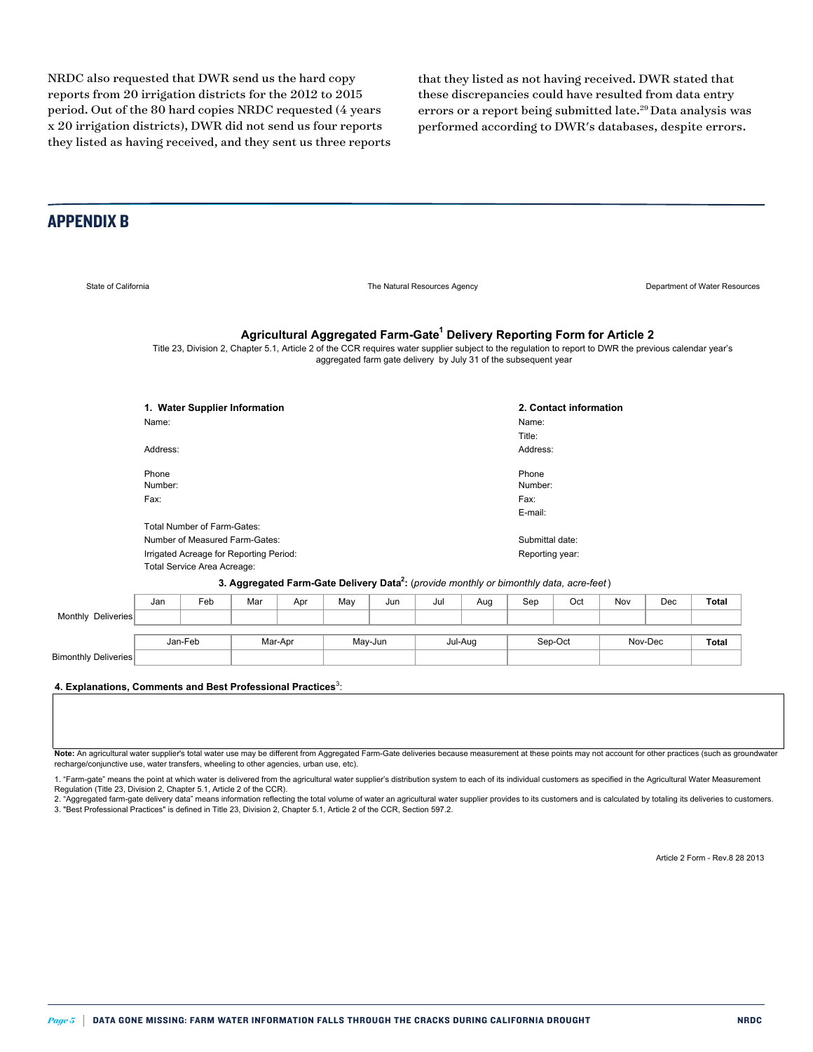NRDC also requested that DWR send us the hard copy reports from 20 irrigation districts for the 2012 to 2015 period. Out of the 80 hard copies NRDC requested (4 years x 20 irrigation districts), DWR did not send us four reports they listed as having received, and they sent us three reports that they listed as not having received. DWR stated that these discrepancies could have resulted from data entry errors or a report being submitted late.[29] Data analysis was performed according to DWR's databases, despite errors.

## APPENDIX B

State of California | The Natural Resources Agency | Department of Water Resources

### Agricultural Aggregated Farm-Gate[1] Delivery Reporting Form for Article 2

Title 23, Division 2, Chapter 5.1, Article 2 of the CCR requires water supplier subject to the regulation to report to DWR the previous calendar year's aggregated farm gate delivery by July 31 of the subsequent year

**1. Water Supplier Information**

Name:

Address:

Phone Number:

Fax:

Total Number of Farm-Gates:

Number of Measured Farm-Gates:

Irrigated Acreage for Reporting Period:

Total Service Area Acreage:

**2. Contact information**

Name:

Title:

Address:

Phone Number:

Fax:

E-mail:

Submittal date:

Reporting year:

**3. Aggregated Farm-Gate Delivery Data[2]:** (*provide monthly or bimonthly data, acre-feet*)

| | Jan | Feb | Mar | Apr | May | Jun | Jul | Aug | Sep | Oct | Nov | Dec | **Total** |
|---|---|---|---|---|---|---|---|---|---|---|---|---|---|
| Monthly Deliveries | | | | | | | | | | | | | |

| | Jan-Feb | Mar-Apr | May-Jun | Jul-Aug | Sep-Oct | Nov-Dec | **Total** |
|---|---|---|---|---|---|---|---|
| Bimonthly Deliveries | | | | | | | |

**4. Explanations, Comments and Best Professional Practices[3]:**

**Note:** An agricultural water supplier's total water use may be different from Aggregated Farm-Gate deliveries because measurement at these points may not account for other practices (such as groundwater recharge/conjunctive use, water transfers, wheeling to other agencies, urban use, etc).

1. "Farm-gate" means the point at which water is delivered from the agricultural water supplier's distribution system to each of its individual customers as specified in the Agricultural Water Measurement Regulation (Title 23, Division 2, Chapter 5.1, Article 2 of the CCR).
2. "Aggregated farm-gate delivery data" means information reflecting the total volume of water an agricultural water supplier provides to its customers and is calculated by totaling its deliveries to customers.
3. "Best Professional Practices" is defined in Title 23, Division 2, Chapter 5.1, Article 2 of the CCR, Section 597.2.

Article 2 Form - Rev.8 28 2013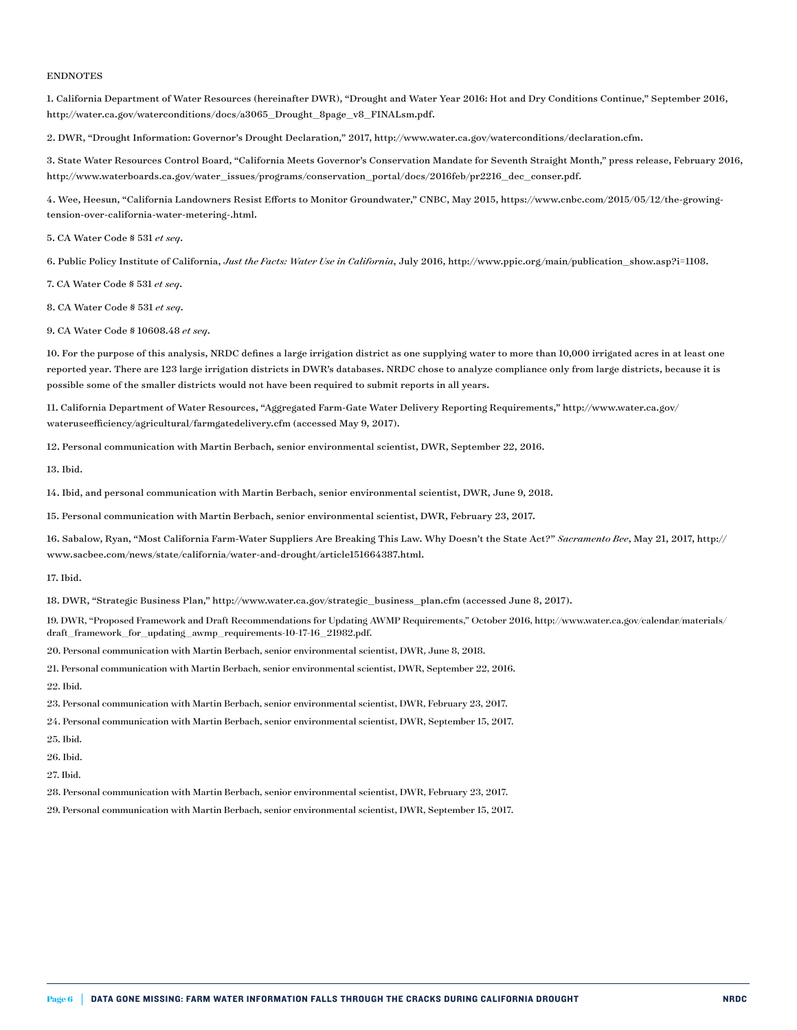ENDNOTES

1. California Department of Water Resources (hereinafter DWR), "Drought and Water Year 2016: Hot and Dry Conditions Continue," September 2016, http://water.ca.gov/waterconditions/docs/a3065_Drought_8page_v8_FINALsm.pdf.

2. DWR, "Drought Information: Governor's Drought Declaration," 2017, http://www.water.ca.gov/waterconditions/declaration.cfm.

3. State Water Resources Control Board, "California Meets Governor's Conservation Mandate for Seventh Straight Month," press release, February 2016, http://www.waterboards.ca.gov/water_issues/programs/conservation_portal/docs/2016feb/pr2216_dec_conser.pdf.

4. Wee, Heesun, "California Landowners Resist Efforts to Monitor Groundwater," CNBC, May 2015, https://www.cnbc.com/2015/05/12/the-growing-tension-over-california-water-metering-.html.

5. CA Water Code § 531 *et seq*.

6. Public Policy Institute of California, *Just the Facts: Water Use in California*, July 2016, http://www.ppic.org/main/publication_show.asp?i=1108.

7. CA Water Code § 531 *et seq*.

8. CA Water Code § 531 *et seq*.

9. CA Water Code § 10608.48 *et seq*.

10. For the purpose of this analysis, NRDC defines a large irrigation district as one supplying water to more than 10,000 irrigated acres in at least one reported year. There are 123 large irrigation districts in DWR's databases. NRDC chose to analyze compliance only from large districts, because it is possible some of the smaller districts would not have been required to submit reports in all years.

11. California Department of Water Resources, "Aggregated Farm-Gate Water Delivery Reporting Requirements," http://www.water.ca.gov/wateruseefficiency/agricultural/farmgatedelivery.cfm (accessed May 9, 2017).

12. Personal communication with Martin Berbach, senior environmental scientist, DWR, September 22, 2016.

13. Ibid.

14. Ibid, and personal communication with Martin Berbach, senior environmental scientist, DWR, June 9, 2018.

15. Personal communication with Martin Berbach, senior environmental scientist, DWR, February 23, 2017.

16. Sabalow, Ryan, "Most California Farm-Water Suppliers Are Breaking This Law. Why Doesn't the State Act?" *Sacramento Bee*, May 21, 2017, http://www.sacbee.com/news/state/california/water-and-drought/article151664387.html.

17. Ibid.

18. DWR, "Strategic Business Plan," http://www.water.ca.gov/strategic_business_plan.cfm (accessed June 8, 2017).

19. DWR, "Proposed Framework and Draft Recommendations for Updating AWMP Requirements," October 2016, http://www.water.ca.gov/calendar/materials/draft_framework_for_updating_awmp_requirements-10-17-16_21982.pdf.

20. Personal communication with Martin Berbach, senior environmental scientist, DWR, June 8, 2018.

21. Personal communication with Martin Berbach, senior environmental scientist, DWR, September 22, 2016.

22. Ibid.

23. Personal communication with Martin Berbach, senior environmental scientist, DWR, February 23, 2017.

24. Personal communication with Martin Berbach, senior environmental scientist, DWR, September 15, 2017.

25. Ibid.

26. Ibid.

27. Ibid.

28. Personal communication with Martin Berbach, senior environmental scientist, DWR, February 23, 2017.

29. Personal communication with Martin Berbach, senior environmental scientist, DWR, September 15, 2017.